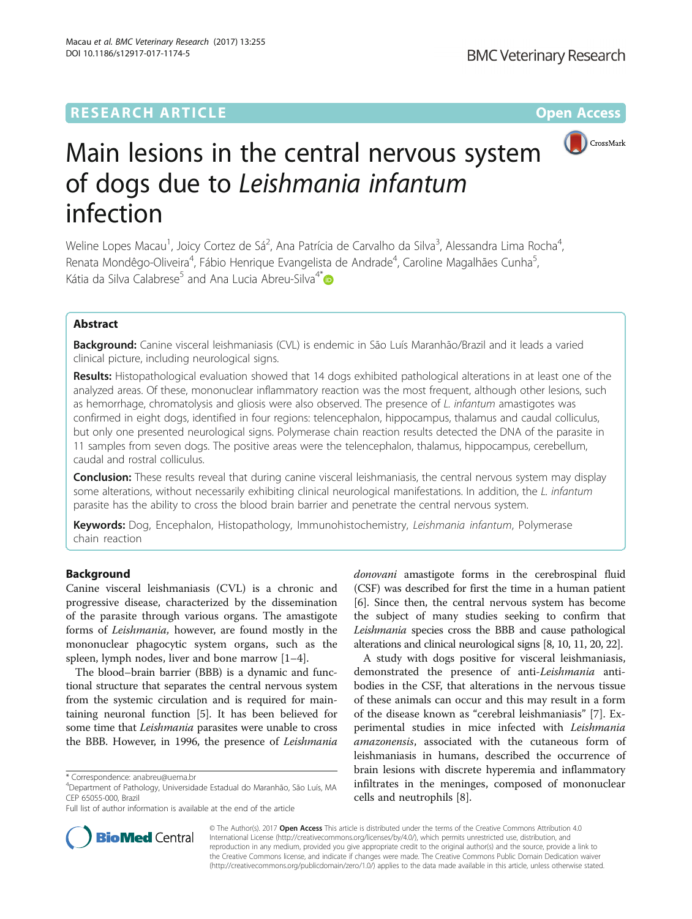RESEARCH ARTICLE

Open Access

# Main lesions in the central nervous system of dogs due to *Leishmania infantum* infection

Weline Lopes Macau[1], Joicy Cortez de Sá[2], Ana Patrícia de Carvalho da Silva[3], Alessandra Lima Rocha[4], Renata Mondêgo-Oliveira[4], Fábio Henrique Evangelista de Andrade[4], Caroline Magalhães Cunha[5], Kátia da Silva Calabrese[5] and Ana Lucia Abreu-Silva[4*]

## Abstract

**Background:** Canine visceral leishmaniasis (CVL) is endemic in São Luís Maranhão/Brazil and it leads a varied clinical picture, including neurological signs.

**Results:** Histopathological evaluation showed that 14 dogs exhibited pathological alterations in at least one of the analyzed areas. Of these, mononuclear inflammatory reaction was the most frequent, although other lesions, such as hemorrhage, chromatolysis and gliosis were also observed. The presence of *L. infantum* amastigotes was confirmed in eight dogs, identified in four regions: telencephalon, hippocampus, thalamus and caudal colliculus, but only one presented neurological signs. Polymerase chain reaction results detected the DNA of the parasite in 11 samples from seven dogs. The positive areas were the telencephalon, thalamus, hippocampus, cerebellum, caudal and rostral colliculus.

**Conclusion:** These results reveal that during canine visceral leishmaniasis, the central nervous system may display some alterations, without necessarily exhibiting clinical neurological manifestations. In addition, the *L. infantum* parasite has the ability to cross the blood brain barrier and penetrate the central nervous system.

**Keywords:** Dog, Encephalon, Histopathology, Immunohistochemistry, *Leishmania infantum*, Polymerase chain reaction

## Background

Canine visceral leishmaniasis (CVL) is a chronic and progressive disease, characterized by the dissemination of the parasite through various organs. The amastigote forms of *Leishmania*, however, are found mostly in the mononuclear phagocytic system organs, such as the spleen, lymph nodes, liver and bone marrow [1–4].

The blood–brain barrier (BBB) is a dynamic and functional structure that separates the central nervous system from the systemic circulation and is required for maintaining neuronal function [5]. It has been believed for some time that *Leishmania* parasites were unable to cross the BBB. However, in 1996, the presence of *Leishmania donovani* amastigote forms in the cerebrospinal fluid (CSF) was described for first the time in a human patient [6]. Since then, the central nervous system has become the subject of many studies seeking to confirm that *Leishmania* species cross the BBB and cause pathological alterations and clinical neurological signs [8, 10, 11, 20, 22].

A study with dogs positive for visceral leishmaniasis, demonstrated the presence of anti-*Leishmania* antibodies in the CSF, that alterations in the nervous tissue of these animals can occur and this may result in a form of the disease known as "cerebral leishmaniasis" [7]. Experimental studies in mice infected with *Leishmania amazonensis*, associated with the cutaneous form of leishmaniasis in humans, described the occurrence of brain lesions with discrete hyperemia and inflammatory infiltrates in the meninges, composed of mononuclear cells and neutrophils [8].

\* Correspondence: anabreu@uema.br
[4]Department of Pathology, Universidade Estadual do Maranhão, São Luís, MA CEP 65055-000, Brazil
Full list of author information is available at the end of the article

© The Author(s). 2017 **Open Access** This article is distributed under the terms of the Creative Commons Attribution 4.0 International License (http://creativecommons.org/licenses/by/4.0/), which permits unrestricted use, distribution, and reproduction in any medium, provided you give appropriate credit to the original author(s) and the source, provide a link to the Creative Commons license, and indicate if changes were made. The Creative Commons Public Domain Dedication waiver (http://creativecommons.org/publicdomain/zero/1.0/) applies to the data made available in this article, unless otherwise stated.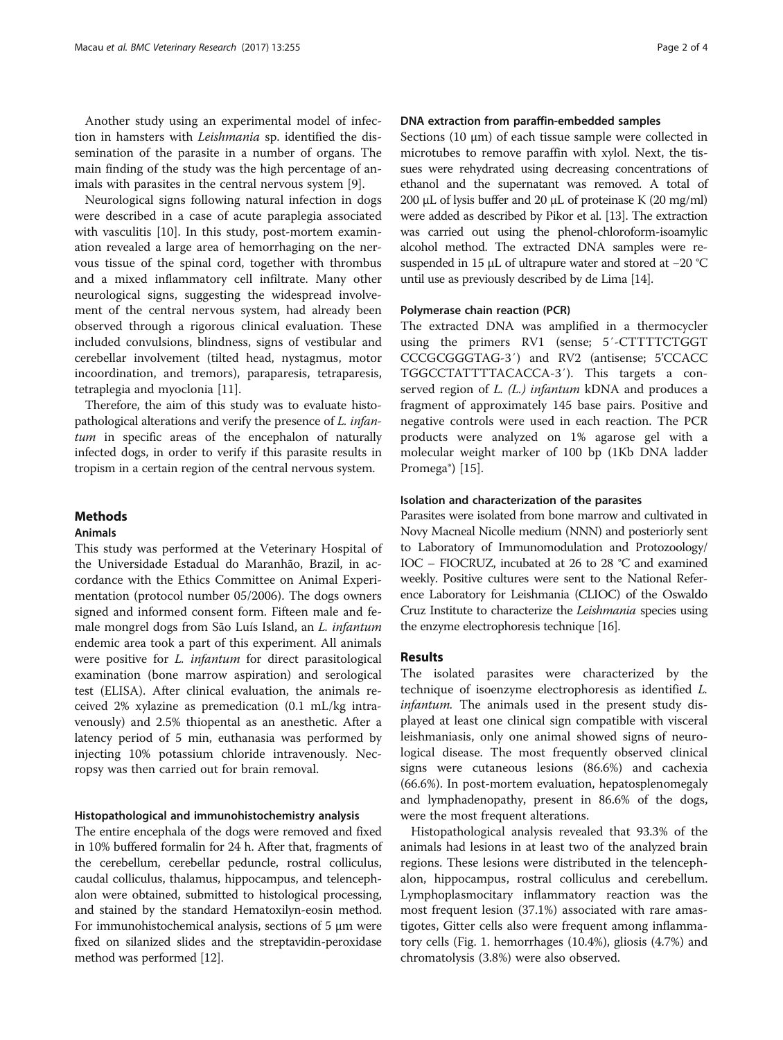Another study using an experimental model of infection in hamsters with *Leishmania* sp. identified the dissemination of the parasite in a number of organs. The main finding of the study was the high percentage of animals with parasites in the central nervous system [9].

Neurological signs following natural infection in dogs were described in a case of acute paraplegia associated with vasculitis [10]. In this study, post-mortem examination revealed a large area of hemorrhaging on the nervous tissue of the spinal cord, together with thrombus and a mixed inflammatory cell infiltrate. Many other neurological signs, suggesting the widespread involvement of the central nervous system, had already been observed through a rigorous clinical evaluation. These included convulsions, blindness, signs of vestibular and cerebellar involvement (tilted head, nystagmus, motor incoordination, and tremors), paraparesis, tetraparesis, tetraplegia and myoclonia [11].

Therefore, the aim of this study was to evaluate histopathological alterations and verify the presence of *L. infantum* in specific areas of the encephalon of naturally infected dogs, in order to verify if this parasite results in tropism in a certain region of the central nervous system.

## Methods

### Animals

This study was performed at the Veterinary Hospital of the Universidade Estadual do Maranhão, Brazil, in accordance with the Ethics Committee on Animal Experimentation (protocol number 05/2006). The dogs owners signed and informed consent form. Fifteen male and female mongrel dogs from São Luís Island, an *L. infantum* endemic area took a part of this experiment. All animals were positive for *L. infantum* for direct parasitological examination (bone marrow aspiration) and serological test (ELISA). After clinical evaluation, the animals received 2% xylazine as premedication (0.1 mL/kg intravenously) and 2.5% thiopental as an anesthetic. After a latency period of 5 min, euthanasia was performed by injecting 10% potassium chloride intravenously. Necropsy was then carried out for brain removal.

### Histopathological and immunohistochemistry analysis

The entire encephala of the dogs were removed and fixed in 10% buffered formalin for 24 h. After that, fragments of the cerebellum, cerebellar peduncle, rostral colliculus, caudal colliculus, thalamus, hippocampus, and telencephalon were obtained, submitted to histological processing, and stained by the standard Hematoxilyn-eosin method. For immunohistochemical analysis, sections of 5 μm were fixed on silanized slides and the streptavidin-peroxidase method was performed [12].

### DNA extraction from paraffin-embedded samples

Sections (10 μm) of each tissue sample were collected in microtubes to remove paraffin with xylol. Next, the tissues were rehydrated using decreasing concentrations of ethanol and the supernatant was removed. A total of 200 μL of lysis buffer and 20 μL of proteinase K (20 mg/ml) were added as described by Pikor et al. [13]. The extraction was carried out using the phenol-chloroform-isoamylic alcohol method. The extracted DNA samples were resuspended in 15 μL of ultrapure water and stored at −20 °C until use as previously described by de Lima [14].

### Polymerase chain reaction (PCR)

The extracted DNA was amplified in a thermocycler using the primers RV1 (sense; 5′-CTTTTCTGGTCCCGCGGGTAG-3′) and RV2 (antisense; 5'CCACCTGGCCTATTTTACACCA-3′). This targets a conserved region of *L. (L.) infantum* kDNA and produces a fragment of approximately 145 base pairs. Positive and negative controls were used in each reaction. The PCR products were analyzed on 1% agarose gel with a molecular weight marker of 100 bp (1Kb DNA ladder Promega®) [15].

### Isolation and characterization of the parasites

Parasites were isolated from bone marrow and cultivated in Novy Macneal Nicolle medium (NNN) and posteriorly sent to Laboratory of Immunomodulation and Protozoology/IOC – FIOCRUZ, incubated at 26 to 28 °C and examined weekly. Positive cultures were sent to the National Reference Laboratory for Leishmania (CLIOC) of the Oswaldo Cruz Institute to characterize the *Leishmania* species using the enzyme electrophoresis technique [16].

## Results

The isolated parasites were characterized by the technique of isoenzyme electrophoresis as identified *L. infantum.* The animals used in the present study displayed at least one clinical sign compatible with visceral leishmaniasis, only one animal showed signs of neurological disease. The most frequently observed clinical signs were cutaneous lesions (86.6%) and cachexia (66.6%). In post-mortem evaluation, hepatosplenomegaly and lymphadenopathy, present in 86.6% of the dogs, were the most frequent alterations.

Histopathological analysis revealed that 93.3% of the animals had lesions in at least two of the analyzed brain regions. These lesions were distributed in the telencephalon, hippocampus, rostral colliculus and cerebellum. Lymphoplasmocitary inflammatory reaction was the most frequent lesion (37.1%) associated with rare amastigotes, Gitter cells also were frequent among inflammatory cells (Fig. 1. hemorrhages (10.4%), gliosis (4.7%) and chromatolysis (3.8%) were also observed.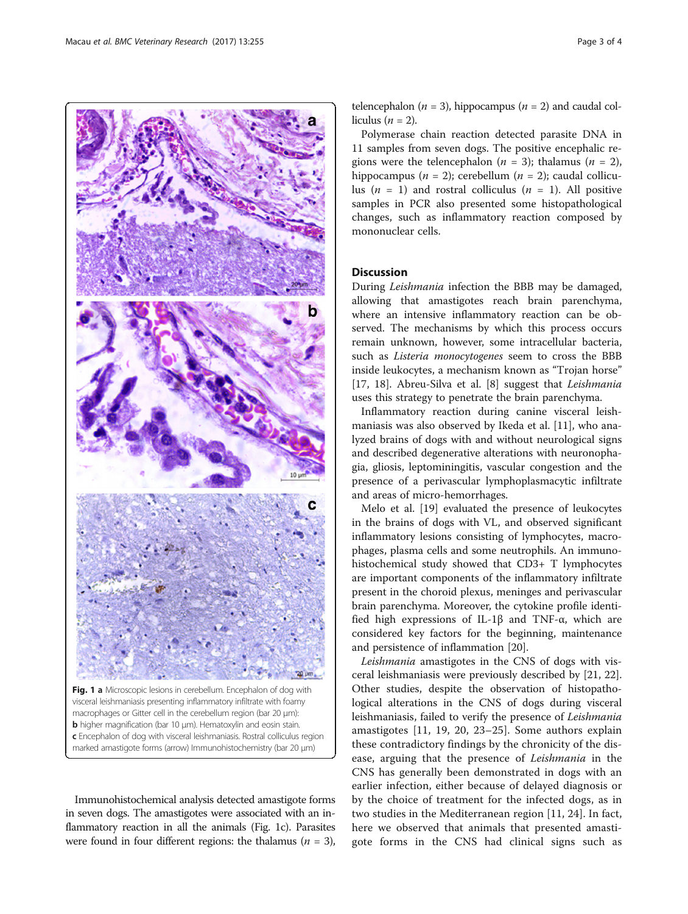**Fig. 1** **a** Microscopic lesions in cerebellum. Encephalon of dog with visceral leishmaniasis presenting inflammatory infiltrate with foamy macrophages or Gitter cell in the cerebellum region (bar 20 µm): **b** higher magnification (bar 10 µm). Hematoxylin and eosin stain. **c** Encephalon of dog with visceral leishmaniasis. Rostral colliculus region marked amastigote forms (arrow) Immunohistochemistry (bar 20 µm)

Immunohistochemical analysis detected amastigote forms in seven dogs. The amastigotes were associated with an inflammatory reaction in all the animals (Fig. 1c). Parasites were found in four different regions: the thalamus ($n$ = 3), telencephalon ($n$ = 3), hippocampus ($n$ = 2) and caudal colliculus ($n$ = 2).

Polymerase chain reaction detected parasite DNA in 11 samples from seven dogs. The positive encephalic regions were the telencephalon ($n$ = 3); thalamus ($n$ = 2), hippocampus ($n$ = 2); cerebellum ($n$ = 2); caudal colliculus ($n$ = 1) and rostral colliculus ($n$ = 1). All positive samples in PCR also presented some histopathological changes, such as inflammatory reaction composed by mononuclear cells.

## Discussion

During *Leishmania* infection the BBB may be damaged, allowing that amastigotes reach brain parenchyma, where an intensive inflammatory reaction can be observed. The mechanisms by which this process occurs remain unknown, however, some intracellular bacteria, such as *Listeria monocytogenes* seem to cross the BBB inside leukocytes, a mechanism known as "Trojan horse" [17, 18]. Abreu-Silva et al. [8] suggest that *Leishmania* uses this strategy to penetrate the brain parenchyma.

Inflammatory reaction during canine visceral leishmaniasis was also observed by Ikeda et al. [11], who analyzed brains of dogs with and without neurological signs and described degenerative alterations with neuronophagia, gliosis, leptominingitis, vascular congestion and the presence of a perivascular lymphoplasmacytic infiltrate and areas of micro-hemorrhages.

Melo et al. [19] evaluated the presence of leukocytes in the brains of dogs with VL, and observed significant inflammatory lesions consisting of lymphocytes, macrophages, plasma cells and some neutrophils. An immunohistochemical study showed that CD3+ T lymphocytes are important components of the inflammatory infiltrate present in the choroid plexus, meninges and perivascular brain parenchyma. Moreover, the cytokine profile identified high expressions of IL-1β and TNF-α, which are considered key factors for the beginning, maintenance and persistence of inflammation [20].

*Leishmania* amastigotes in the CNS of dogs with visceral leishmaniasis were previously described by [21, 22]. Other studies, despite the observation of histopathological alterations in the CNS of dogs during visceral leishmaniasis, failed to verify the presence of *Leishmania* amastigotes [11, 19, 20, 23–25]. Some authors explain these contradictory findings by the chronicity of the disease, arguing that the presence of *Leishmania* in the CNS has generally been demonstrated in dogs with an earlier infection, either because of delayed diagnosis or by the choice of treatment for the infected dogs, as in two studies in the Mediterranean region [11, 24]. In fact, here we observed that animals that presented amastigote forms in the CNS had clinical signs such as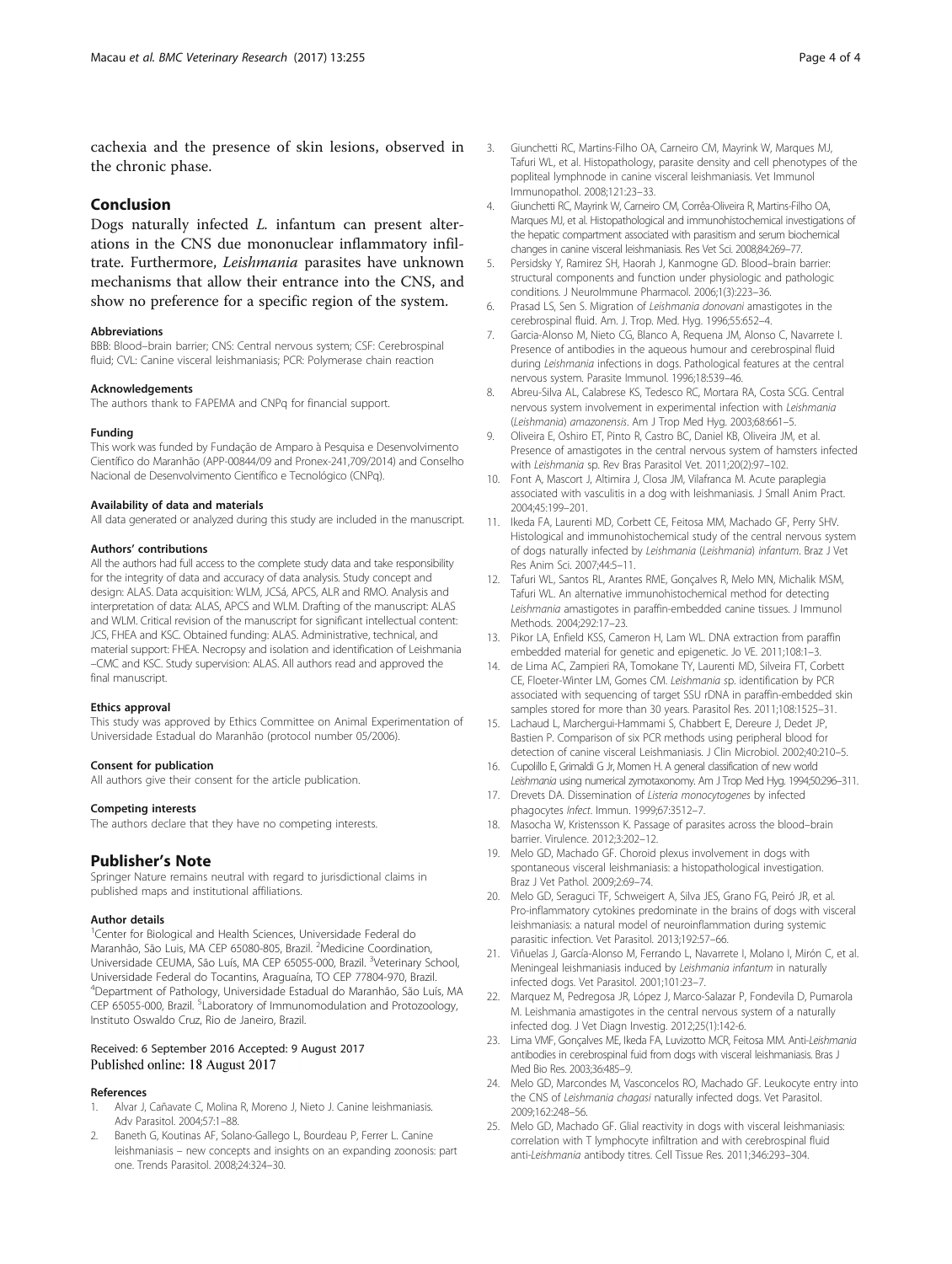cachexia and the presence of skin lesions, observed in the chronic phase.

## Conclusion

Dogs naturally infected *L.* infantum can present alterations in the CNS due mononuclear inflammatory infiltrate. Furthermore, *Leishmania* parasites have unknown mechanisms that allow their entrance into the CNS, and show no preference for a specific region of the system.

#### Abbreviations

BBB: Blood–brain barrier; CNS: Central nervous system; CSF: Cerebrospinal fluid; CVL: Canine visceral leishmaniasis; PCR: Polymerase chain reaction

#### Acknowledgements

The authors thank to FAPEMA and CNPq for financial support.

#### Funding

This work was funded by Fundação de Amparo à Pesquisa e Desenvolvimento Científico do Maranhão (APP-00844/09 and Pronex-241,709/2014) and Conselho Nacional de Desenvolvimento Científico e Tecnológico (CNPq).

#### Availability of data and materials

All data generated or analyzed during this study are included in the manuscript.

#### Authors' contributions

All the authors had full access to the complete study data and take responsibility for the integrity of data and accuracy of data analysis. Study concept and design: ALAS. Data acquisition: WLM, JCSá, APCS, ALR and RMO. Analysis and interpretation of data: ALAS, APCS and WLM. Drafting of the manuscript: ALAS and WLM. Critical revision of the manuscript for significant intellectual content: JCS, FHEA and KSC. Obtained funding: ALAS. Administrative, technical, and material support: FHEA. Necropsy and isolation and identification of Leishmania –CMC and KSC. Study supervision: ALAS. All authors read and approved the final manuscript.

#### Ethics approval

This study was approved by Ethics Committee on Animal Experimentation of Universidade Estadual do Maranhão (protocol number 05/2006).

#### Consent for publication

All authors give their consent for the article publication.

#### Competing interests

The authors declare that they have no competing interests.

## Publisher's Note

Springer Nature remains neutral with regard to jurisdictional claims in published maps and institutional affiliations.

#### Author details

[1]Center for Biological and Health Sciences, Universidade Federal do Maranhão, São Luis, MA CEP 65080-805, Brazil. [2]Medicine Coordination, Universidade CEUMA, São Luís, MA CEP 65055-000, Brazil. [3]Veterinary School, Universidade Federal do Tocantins, Araguaína, TO CEP 77804-970, Brazil. [4]Department of Pathology, Universidade Estadual do Maranhão, São Luís, MA CEP 65055-000, Brazil. [5]Laboratory of Immunomodulation and Protozoology, Instituto Oswaldo Cruz, Rio de Janeiro, Brazil.

Received: 6 September 2016 Accepted: 9 August 2017
Published online: 18 August 2017

#### References

1. Alvar J, Cañavate C, Molina R, Moreno J, Nieto J. Canine leishmaniasis. Adv Parasitol. 2004;57:1–88.
2. Baneth G, Koutinas AF, Solano-Gallego L, Bourdeau P, Ferrer L. Canine leishmaniasis – new concepts and insights on an expanding zoonosis: part one. Trends Parasitol. 2008;24:324–30.
3. Giunchetti RC, Martins-Filho OA, Carneiro CM, Mayrink W, Marques MJ, Tafuri WL, et al. Histopathology, parasite density and cell phenotypes of the popliteal lymphnode in canine visceral leishmaniasis. Vet Immunol Immunopathol. 2008;121:23–33.
4. Giunchetti RC, Mayrink W, Carneiro CM, Corrêa-Oliveira R, Martins-Filho OA, Marques MJ, et al. Histopathological and immunohistochemical investigations of the hepatic compartment associated with parasitism and serum biochemical changes in canine visceral leishmaniasis. Res Vet Sci. 2008;84:269–77.
5. Persidsky Y, Ramirez SH, Haorah J, Kanmogne GD. Blood–brain barrier: structural components and function under physiologic and pathologic conditions. J NeuroImmune Pharmacol. 2006;1(3):223–36.
6. Prasad LS, Sen S. Migration of *Leishmania donovani* amastigotes in the cerebrospinal fluid. Am. J. Trop. Med. Hyg. 1996;55:652–4.
7. Garcia-Alonso M, Nieto CG, Blanco A, Requena JM, Alonso C, Navarrete I. Presence of antibodies in the aqueous humour and cerebrospinal fluid during *Leishmania* infections in dogs. Pathological features at the central nervous system. Parasite Immunol. 1996;18:539–46.
8. Abreu-Silva AL, Calabrese KS, Tedesco RC, Mortara RA, Costa SCG. Central nervous system involvement in experimental infection with *Leishmania* (*Leishmania*) *amazonensis*. Am J Trop Med Hyg. 2003;68:661–5.
9. Oliveira E, Oshiro ET, Pinto R, Castro BC, Daniel KB, Oliveira JM, et al. Presence of amastigotes in the central nervous system of hamsters infected with *Leishmania* sp. Rev Bras Parasitol Vet. 2011;20(2):97–102.
10. Font A, Mascort J, Altimira J, Closa JM, Vilafranca M. Acute paraplegia associated with vasculitis in a dog with leishmaniasis. J Small Anim Pract. 2004;45:199–201.
11. Ikeda FA, Laurenti MD, Corbett CE, Feitosa MM, Machado GF, Perry SHV. Histological and immunohistochemical study of the central nervous system of dogs naturally infected by *Leishmania* (*Leishmania*) *infantum*. Braz J Vet Res Anim Sci. 2007;44:5–11.
12. Tafuri WL, Santos RL, Arantes RME, Gonçalves R, Melo MN, Michalik MSM, Tafuri WL. An alternative immunohistochemical method for detecting *Leishmania* amastigotes in paraffin-embedded canine tissues. J Immunol Methods. 2004;292:17–23.
13. Pikor LA, Enfield KSS, Cameron H, Lam WL. DNA extraction from paraffin embedded material for genetic and epigenetic. Jo VE. 2011;108:1–3.
14. de Lima AC, Zampieri RA, Tomokane TY, Laurenti MD, Silveira FT, Corbett CE, Floeter-Winter LM, Gomes CM. *Leishmania* sp. identification by PCR associated with sequencing of target SSU rDNA in paraffin-embedded skin samples stored for more than 30 years. Parasitol Res. 2011;108:1525–31.
15. Lachaud L, Marchergui-Hammami S, Chabbert E, Dereure J, Dedet JP, Bastien P. Comparison of six PCR methods using peripheral blood for detection of canine visceral Leishmaniasis. J Clin Microbiol. 2002;40:210–5.
16. Cupolillo E, Grimaldi G Jr, Momen H. A general classification of new world *Leishmania* using numerical zymotaxonomy. Am J Trop Med Hyg. 1994;50:296–311.
17. Drevets DA. Dissemination of *Listeria monocytogenes* by infected phagocytes *Infect*. Immun. 1999;67:3512–7.
18. Masocha W, Kristensson K. Passage of parasites across the blood–brain barrier. Virulence. 2012;3:202–12.
19. Melo GD, Machado GF. Choroid plexus involvement in dogs with spontaneous visceral leishmaniasis: a histopathological investigation. Braz J Vet Pathol. 2009;2:69–74.
20. Melo GD, Seraguci TF, Schweigert A, Silva JES, Grano FG, Peiró JR, et al. Pro-inflammatory cytokines predominate in the brains of dogs with visceral leishmaniasis: a natural model of neuroinflammation during systemic parasitic infection. Vet Parasitol. 2013;192:57–66.
21. Viñuelas J, García-Alonso M, Ferrando L, Navarrete I, Molano I, Mirón C, et al. Meningeal leishmaniasis induced by *Leishmania infantum* in naturally infected dogs. Vet Parasitol. 2001;101:23–7.
22. Marquez M, Pedregosa JR, López J, Marco-Salazar P, Fondevila D, Pumarola M. Leishmania amastigotes in the central nervous system of a naturally infected dog. J Vet Diagn Investig. 2012;25(1):142-6.
23. Lima VMF, Gonçalves ME, Ikeda FA, Luvizotto MCR, Feitosa MM. Anti-*Leishmania* antibodies in cerebrospinal fuid from dogs with visceral leishmaniasis. Bras J Med Bio Res. 2003;36:485–9.
24. Melo GD, Marcondes M, Vasconcelos RO, Machado GF. Leukocyte entry into the CNS of *Leishmania chagasi* naturally infected dogs. Vet Parasitol. 2009;162:248–56.
25. Melo GD, Machado GF. Glial reactivity in dogs with visceral leishmaniasis: correlation with T lymphocyte infiltration and with cerebrospinal fluid anti-*Leishmania* antibody titres. Cell Tissue Res. 2011;346:293–304.